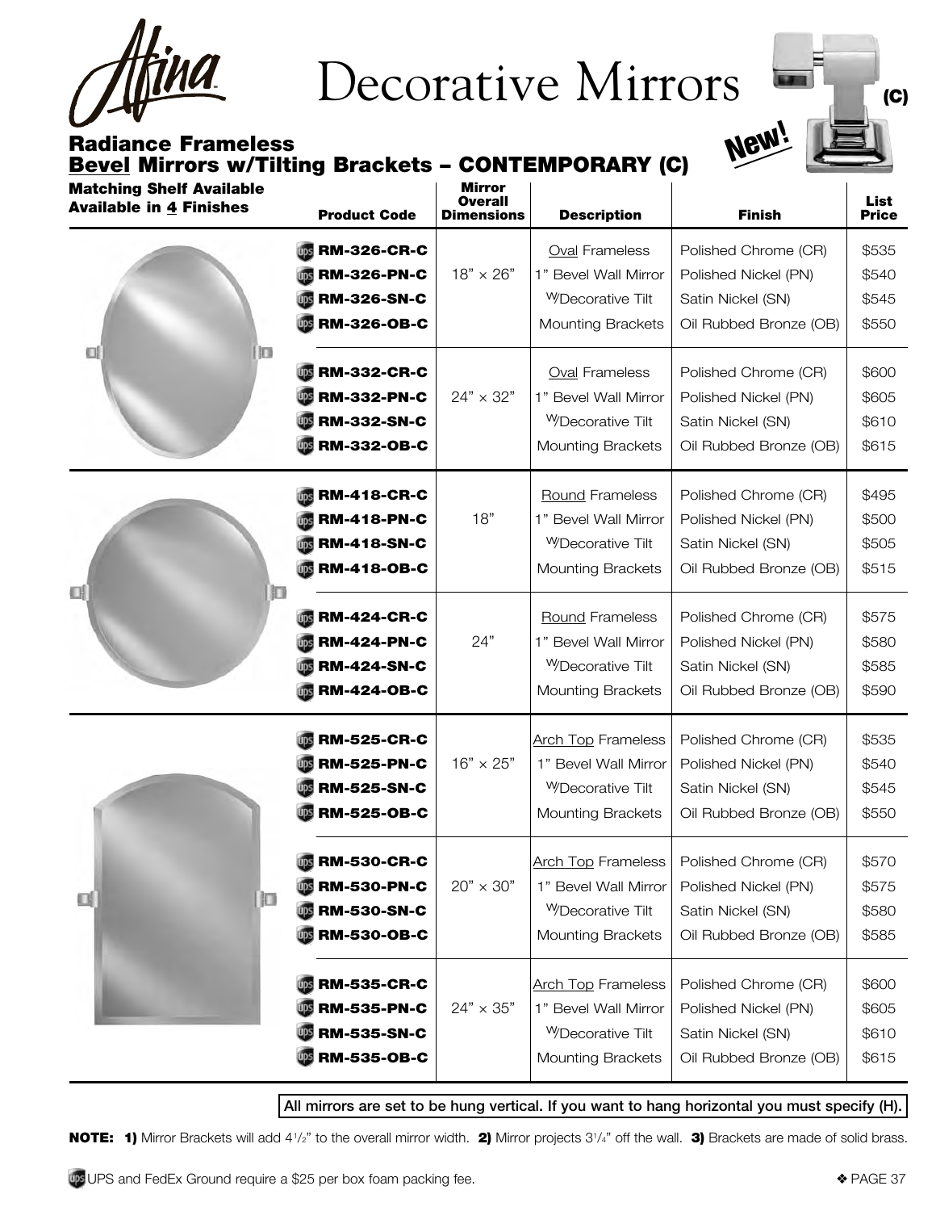# Decorative Mirrors

(C)

New!

## Radiance Frameless
## Bevel Mirrors w/Tilting Brackets – CONTEMPORARY (C)

**Matching Shelf Available**
**Available in 4 Finishes**

| Product Code | Mirror Overall Dimensions | Description | Finish | List Price |
|---|---|---|---|---|
| RM-326-CR-C | 18" × 26" | Oval Frameless 1" Bevel Wall Mirror W/Decorative Tilt Mounting Brackets | Polished Chrome (CR) | $535 |
| RM-326-PN-C | | | Polished Nickel (PN) | $540 |
| RM-326-SN-C | | | Satin Nickel (SN) | $545 |
| RM-326-OB-C | | | Oil Rubbed Bronze (OB) | $550 |
| RM-332-CR-C | 24" × 32" | Oval Frameless 1" Bevel Wall Mirror W/Decorative Tilt Mounting Brackets | Polished Chrome (CR) | $600 |
| RM-332-PN-C | | | Polished Nickel (PN) | $605 |
| RM-332-SN-C | | | Satin Nickel (SN) | $610 |
| RM-332-OB-C | | | Oil Rubbed Bronze (OB) | $615 |
| RM-418-CR-C | 18" | Round Frameless 1" Bevel Wall Mirror W/Decorative Tilt Mounting Brackets | Polished Chrome (CR) | $495 |
| RM-418-PN-C | | | Polished Nickel (PN) | $500 |
| RM-418-SN-C | | | Satin Nickel (SN) | $505 |
| RM-418-OB-C | | | Oil Rubbed Bronze (OB) | $515 |
| RM-424-CR-C | 24" | Round Frameless 1" Bevel Wall Mirror W/Decorative Tilt Mounting Brackets | Polished Chrome (CR) | $575 |
| RM-424-PN-C | | | Polished Nickel (PN) | $580 |
| RM-424-SN-C | | | Satin Nickel (SN) | $585 |
| RM-424-OB-C | | | Oil Rubbed Bronze (OB) | $590 |
| RM-525-CR-C | 16" × 25" | Arch Top Frameless 1" Bevel Wall Mirror W/Decorative Tilt Mounting Brackets | Polished Chrome (CR) | $535 |
| RM-525-PN-C | | | Polished Nickel (PN) | $540 |
| RM-525-SN-C | | | Satin Nickel (SN) | $545 |
| RM-525-OB-C | | | Oil Rubbed Bronze (OB) | $550 |
| RM-530-CR-C | 20" × 30" | Arch Top Frameless 1" Bevel Wall Mirror W/Decorative Tilt Mounting Brackets | Polished Chrome (CR) | $570 |
| RM-530-PN-C | | | Polished Nickel (PN) | $575 |
| RM-530-SN-C | | | Satin Nickel (SN) | $580 |
| RM-530-OB-C | | | Oil Rubbed Bronze (OB) | $585 |
| RM-535-CR-C | 24" × 35" | Arch Top Frameless 1" Bevel Wall Mirror W/Decorative Tilt Mounting Brackets | Polished Chrome (CR) | $600 |
| RM-535-PN-C | | | Polished Nickel (PN) | $605 |
| RM-535-SN-C | | | Satin Nickel (SN) | $610 |
| RM-535-OB-C | | | Oil Rubbed Bronze (OB) | $615 |

**All mirrors are set to be hung vertical. If you want to hang horizontal you must specify (H).**

**NOTE: 1)** Mirror Brackets will add 4 1/2" to the overall mirror width. **2)** Mirror projects 3 1/4" off the wall. **3)** Brackets are made of solid brass.

UPS and FedEx Ground require a $25 per box foam packing fee.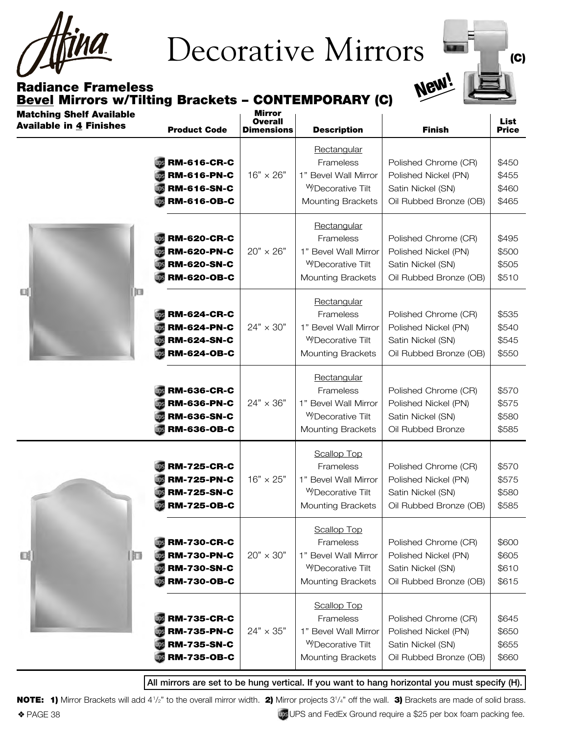# Decorative Mirrors

(C)

New!

## Radiance Frameless Bevel Mirrors w/Tilting Brackets – CONTEMPORARY (C)

**Matching Shelf Available**
**Available in 4 Finishes**

| Product Code | Mirror Overall Dimensions | Description | Finish | List Price |
|---|---|---|---|---|
| **RM-616-CR-C** | 16" × 26" | Rectangular Frameless 1" Bevel Wall Mirror W/Decorative Tilt Mounting Brackets | Polished Chrome (CR) | $450 |
| **RM-616-PN-C** | | | Polished Nickel (PN) | $455 |
| **RM-616-SN-C** | | | Satin Nickel (SN) | $460 |
| **RM-616-OB-C** | | | Oil Rubbed Bronze (OB) | $465 |
| **RM-620-CR-C** | 20" × 26" | Rectangular Frameless 1" Bevel Wall Mirror W/Decorative Tilt Mounting Brackets | Polished Chrome (CR) | $495 |
| **RM-620-PN-C** | | | Polished Nickel (PN) | $500 |
| **RM-620-SN-C** | | | Satin Nickel (SN) | $505 |
| **RM-620-OB-C** | | | Oil Rubbed Bronze (OB) | $510 |
| **RM-624-CR-C** | 24" × 30" | Rectangular Frameless 1" Bevel Wall Mirror W/Decorative Tilt Mounting Brackets | Polished Chrome (CR) | $535 |
| **RM-624-PN-C** | | | Polished Nickel (PN) | $540 |
| **RM-624-SN-C** | | | Satin Nickel (SN) | $545 |
| **RM-624-OB-C** | | | Oil Rubbed Bronze (OB) | $550 |
| **RM-636-CR-C** | 24" × 36" | Rectangular Frameless 1" Bevel Wall Mirror W/Decorative Tilt Mounting Brackets | Polished Chrome (CR) | $570 |
| **RM-636-PN-C** | | | Polished Nickel (PN) | $575 |
| **RM-636-SN-C** | | | Satin Nickel (SN) | $580 |
| **RM-636-OB-C** | | | Oil Rubbed Bronze | $585 |
| **RM-725-CR-C** | 16" × 25" | Scallop Top Frameless 1" Bevel Wall Mirror W/Decorative Tilt Mounting Brackets | Polished Chrome (CR) | $570 |
| **RM-725-PN-C** | | | Polished Nickel (PN) | $575 |
| **RM-725-SN-C** | | | Satin Nickel (SN) | $580 |
| **RM-725-OB-C** | | | Oil Rubbed Bronze (OB) | $585 |
| **RM-730-CR-C** | 20" × 30" | Scallop Top Frameless 1" Bevel Wall Mirror W/Decorative Tilt Mounting Brackets | Polished Chrome (CR) | $600 |
| **RM-730-PN-C** | | | Polished Nickel (PN) | $605 |
| **RM-730-SN-C** | | | Satin Nickel (SN) | $610 |
| **RM-730-OB-C** | | | Oil Rubbed Bronze (OB) | $615 |
| **RM-735-CR-C** | 24" × 35" | Scallop Top Frameless 1" Bevel Wall Mirror W/Decorative Tilt Mounting Brackets | Polished Chrome (CR) | $645 |
| **RM-735-PN-C** | | | Polished Nickel (PN) | $650 |
| **RM-735-SN-C** | | | Satin Nickel (SN) | $655 |
| **RM-735-OB-C** | | | Oil Rubbed Bronze (OB) | $660 |

**All mirrors are set to be hung vertical. If you want to hang horizontal you must specify (H).**

**NOTE: 1)** Mirror Brackets will add 4 1/2" to the overall mirror width. **2)** Mirror projects 3 1/4" off the wall. **3)** Brackets are made of solid brass.

UPS and FedEx Ground require a $25 per box foam packing fee.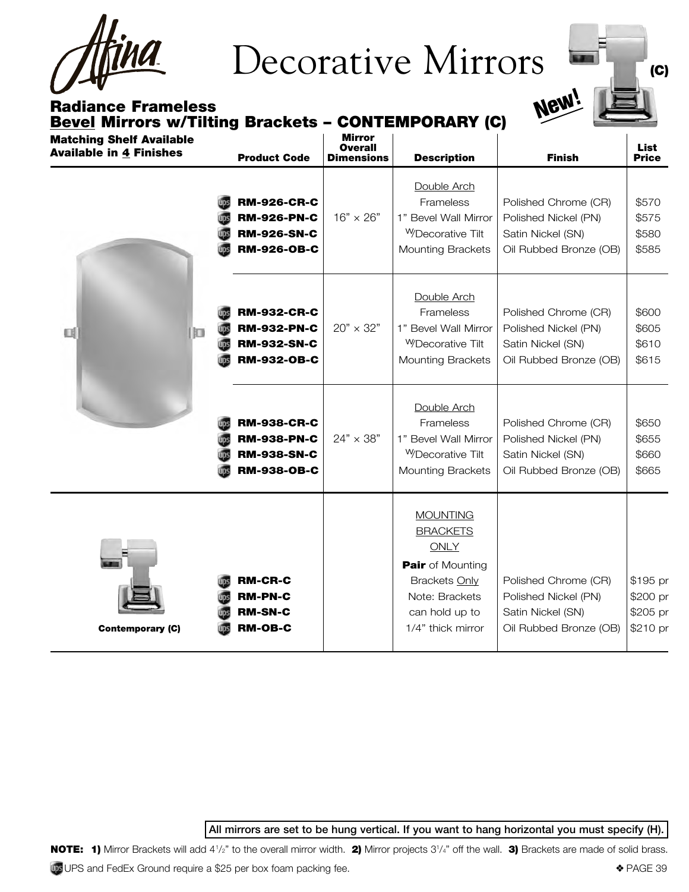# Decorative Mirrors

**(C)**

**New!**

## Radiance Frameless

## Bevel Mirrors w/Tilting Brackets – CONTEMPORARY (C)

**Matching Shelf Available**
**Available in 4 Finishes**

| | Product Code | Mirror Overall Dimensions | Description | Finish | List Price |
|---|---|---|---|---|---|
| | RM-926-CR-C<br>RM-926-PN-C<br>RM-926-SN-C<br>RM-926-OB-C | 16" × 26" | Double Arch<br>Frameless<br>1" Bevel Wall Mirror<br>W/Decorative Tilt<br>Mounting Brackets | Polished Chrome (CR)<br>Polished Nickel (PN)<br>Satin Nickel (SN)<br>Oil Rubbed Bronze (OB) | \$570<br>\$575<br>\$580<br>\$585 |
| | RM-932-CR-C<br>RM-932-PN-C<br>RM-932-SN-C<br>RM-932-OB-C | 20" × 32" | Double Arch<br>Frameless<br>1" Bevel Wall Mirror<br>W/Decorative Tilt<br>Mounting Brackets | Polished Chrome (CR)<br>Polished Nickel (PN)<br>Satin Nickel (SN)<br>Oil Rubbed Bronze (OB) | \$600<br>\$605<br>\$610<br>\$615 |
| | RM-938-CR-C<br>RM-938-PN-C<br>RM-938-SN-C<br>RM-938-OB-C | 24" × 38" | Double Arch<br>Frameless<br>1" Bevel Wall Mirror<br>W/Decorative Tilt<br>Mounting Brackets | Polished Chrome (CR)<br>Polished Nickel (PN)<br>Satin Nickel (SN)<br>Oil Rubbed Bronze (OB) | \$650<br>\$655<br>\$660<br>\$665 |
| Contemporary (C) | RM-CR-C<br>RM-PN-C<br>RM-SN-C<br>RM-OB-C | | MOUNTING BRACKETS ONLY<br>**Pair** of Mounting Brackets Only<br>Note: Brackets can hold up to 1/4" thick mirror | Polished Chrome (CR)<br>Polished Nickel (PN)<br>Satin Nickel (SN)<br>Oil Rubbed Bronze (OB) | \$195 pr<br>\$200 pr<br>\$205 pr<br>\$210 pr |

All mirrors are set to be hung vertical. If you want to hang horizontal you must specify (H).

**NOTE: 1)** Mirror Brackets will add 4½" to the overall mirror width. **2)** Mirror projects 3¼" off the wall. **3)** Brackets are made of solid brass.

UPS and FedEx Ground require a \$25 per box foam packing fee.